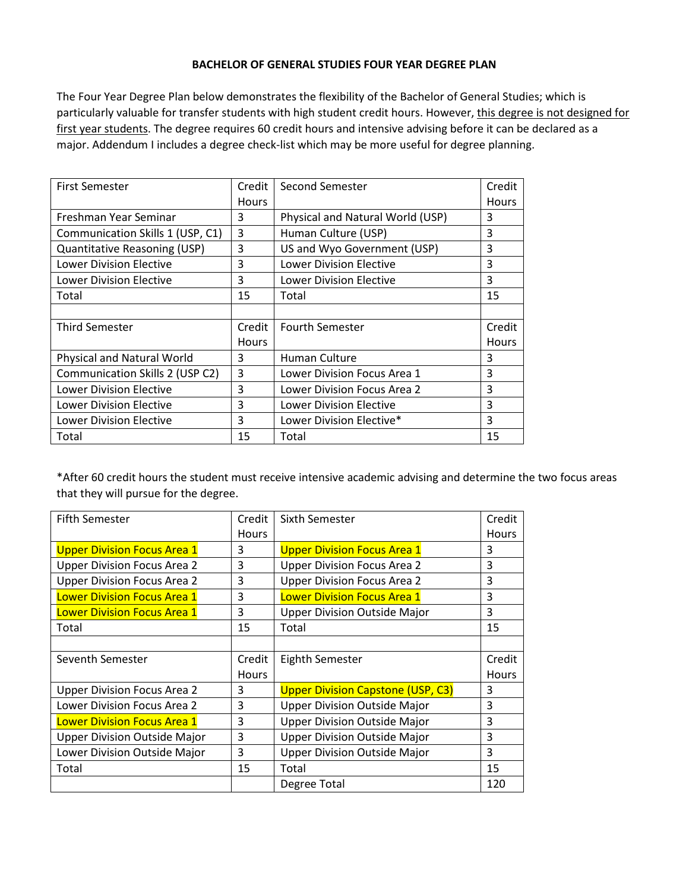# BACHELOR OF GENERAL STUDIES FOUR YEAR DEGREE PLAN

The Four Year Degree Plan below demonstrates the flexibility of the Bachelor of General Studies; which is particularly valuable for transfer students with high student credit hours. However, this degree is not designed for first year students. The degree requires 60 credit hours and intensive advising before it can be declared as a major. Addendum I includes a degree check-list which may be more useful for degree planning.

| First Semester | Credit Hours | Second Semester | Credit Hours |
|---|---|---|---|
| Freshman Year Seminar | 3 | Physical and Natural World (USP) | 3 |
| Communication Skills 1 (USP, C1) | 3 | Human Culture (USP) | 3 |
| Quantitative Reasoning (USP) | 3 | US and Wyo Government (USP) | 3 |
| Lower Division Elective | 3 | Lower Division Elective | 3 |
| Lower Division Elective | 3 | Lower Division Elective | 3 |
| Total | 15 | Total | 15 |
| | | | |
| Third Semester | Credit Hours | Fourth Semester | Credit Hours |
| Physical and Natural World | 3 | Human Culture | 3 |
| Communication Skills 2 (USP C2) | 3 | Lower Division Focus Area 1 | 3 |
| Lower Division Elective | 3 | Lower Division Focus Area 2 | 3 |
| Lower Division Elective | 3 | Lower Division Elective | 3 |
| Lower Division Elective | 3 | Lower Division Elective* | 3 |
| Total | 15 | Total | 15 |

*After 60 credit hours the student must receive intensive academic advising and determine the two focus areas that they will pursue for the degree.

| Fifth Semester | Credit Hours | Sixth Semester | Credit Hours |
|---|---|---|---|
| Upper Division Focus Area 1 | 3 | Upper Division Focus Area 1 | 3 |
| Upper Division Focus Area 2 | 3 | Upper Division Focus Area 2 | 3 |
| Upper Division Focus Area 2 | 3 | Upper Division Focus Area 2 | 3 |
| Lower Division Focus Area 1 | 3 | Lower Division Focus Area 1 | 3 |
| Lower Division Focus Area 1 | 3 | Upper Division Outside Major | 3 |
| Total | 15 | Total | 15 |
| | | | |
| Seventh Semester | Credit Hours | Eighth Semester | Credit Hours |
| Upper Division Focus Area 2 | 3 | Upper Division Capstone (USP, C3) | 3 |
| Lower Division Focus Area 2 | 3 | Upper Division Outside Major | 3 |
| Lower Division Focus Area 1 | 3 | Upper Division Outside Major | 3 |
| Upper Division Outside Major | 3 | Upper Division Outside Major | 3 |
| Lower Division Outside Major | 3 | Upper Division Outside Major | 3 |
| Total | 15 | Total | 15 |
| | | Degree Total | 120 |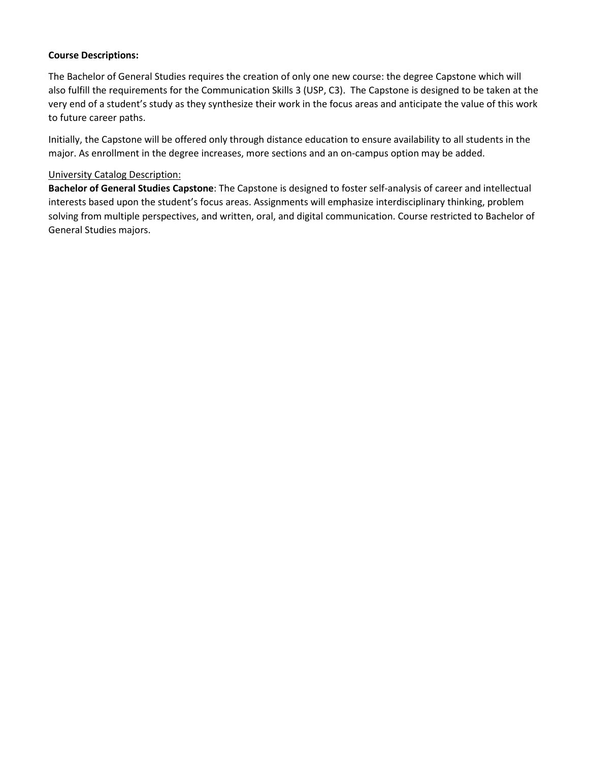**Course Descriptions:**

The Bachelor of General Studies requires the creation of only one new course: the degree Capstone which will also fulfill the requirements for the Communication Skills 3 (USP, C3). The Capstone is designed to be taken at the very end of a student's study as they synthesize their work in the focus areas and anticipate the value of this work to future career paths.

Initially, the Capstone will be offered only through distance education to ensure availability to all students in the major. As enrollment in the degree increases, more sections and an on-campus option may be added.

University Catalog Description:

**Bachelor of General Studies Capstone**: The Capstone is designed to foster self-analysis of career and intellectual interests based upon the student's focus areas. Assignments will emphasize interdisciplinary thinking, problem solving from multiple perspectives, and written, oral, and digital communication. Course restricted to Bachelor of General Studies majors.